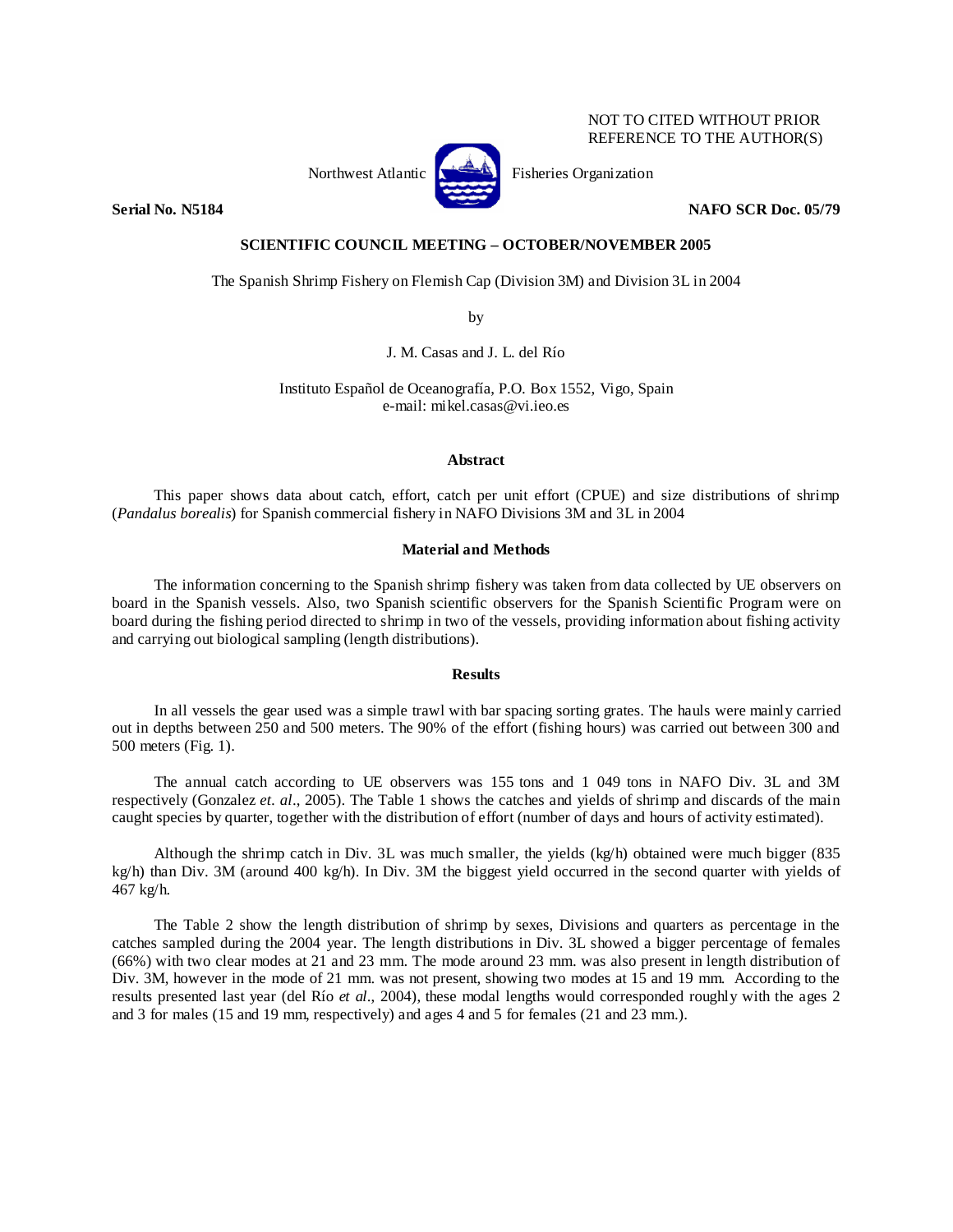NOT TO CITED WITHOUT PRIOR
REFERENCE TO THE AUTHOR(S)

Northwest Atlantic Fisheries Organization

**Serial No. N5184** **NAFO SCR Doc. 05/79**

**SCIENTIFIC COUNCIL MEETING – OCTOBER/NOVEMBER 2005**

The Spanish Shrimp Fishery on Flemish Cap (Division 3M) and Division 3L in 2004

by

J. M. Casas and J. L. del Río

Instituto Español de Oceanografía, P.O. Box 1552, Vigo, Spain
e-mail: mikel.casas@vi.ieo.es

## Abstract

This paper shows data about catch, effort, catch per unit effort (CPUE) and size distributions of shrimp (*Pandalus borealis*) for Spanish commercial fishery in NAFO Divisions 3M and 3L in 2004

## Material and Methods

The information concerning to the Spanish shrimp fishery was taken from data collected by UE observers on board in the Spanish vessels. Also, two Spanish scientific observers for the Spanish Scientific Program were on board during the fishing period directed to shrimp in two of the vessels, providing information about fishing activity and carrying out biological sampling (length distributions).

## Results

In all vessels the gear used was a simple trawl with bar spacing sorting grates. The hauls were mainly carried out in depths between 250 and 500 meters. The 90% of the effort (fishing hours) was carried out between 300 and 500 meters (Fig. 1).

The annual catch according to UE observers was 155 tons and 1 049 tons in NAFO Div. 3L and 3M respectively (Gonzalez *et. al*., 2005). The Table 1 shows the catches and yields of shrimp and discards of the main caught species by quarter, together with the distribution of effort (number of days and hours of activity estimated).

Although the shrimp catch in Div. 3L was much smaller, the yields (kg/h) obtained were much bigger (835 kg/h) than Div. 3M (around 400 kg/h). In Div. 3M the biggest yield occurred in the second quarter with yields of 467 kg/h.

The Table 2 show the length distribution of shrimp by sexes, Divisions and quarters as percentage in the catches sampled during the 2004 year. The length distributions in Div. 3L showed a bigger percentage of females (66%) with two clear modes at 21 and 23 mm. The mode around 23 mm. was also present in length distribution of Div. 3M, however in the mode of 21 mm. was not present, showing two modes at 15 and 19 mm. According to the results presented last year (del Río *et al*., 2004), these modal lengths would corresponded roughly with the ages 2 and 3 for males (15 and 19 mm, respectively) and ages 4 and 5 for females (21 and 23 mm.).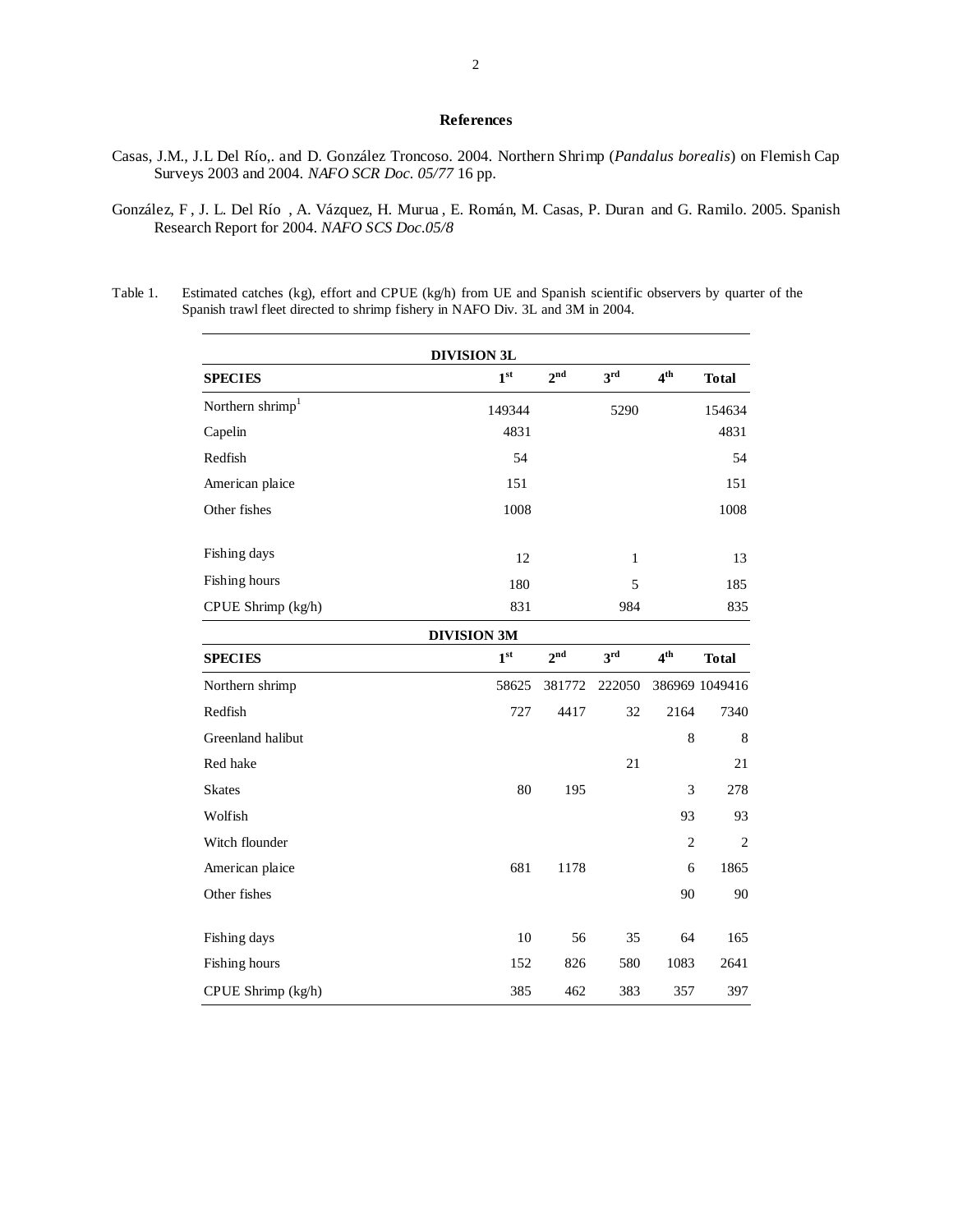## References

Casas, J.M., J.L Del Río,. and D. González Troncoso. 2004. Northern Shrimp (*Pandalus borealis*) on Flemish Cap Surveys 2003 and 2004. *NAFO SCR Doc. 05/77* 16 pp.

González, F , J. L. Del Río , A. Vázquez, H. Murua , E. Román, M. Casas, P. Duran and G. Ramilo. 2005. Spanish Research Report for 2004. *NAFO SCS Doc.05/8*

Table 1. Estimated catches (kg), effort and CPUE (kg/h) from UE and Spanish scientific observers by quarter of the Spanish trawl fleet directed to shrimp fishery in NAFO Div. 3L and 3M in 2004.

| **DIVISION 3L** | | | | | |
|---|---|---|---|---|---|
| **SPECIES** | **1st** | **2nd** | **3rd** | **4th** | **Total** |
| Northern shrimp[1] | 149344 | | 5290 | | 154634 |
| Capelin | 4831 | | | | 4831 |
| Redfish | 54 | | | | 54 |
| American plaice | 151 | | | | 151 |
| Other fishes | 1008 | | | | 1008 |
| Fishing days | 12 | | 1 | | 13 |
| Fishing hours | 180 | | 5 | | 185 |
| CPUE Shrimp (kg/h) | 831 | | 984 | | 835 |
| **DIVISION 3M** | | | | | |
| **SPECIES** | **1st** | **2nd** | **3rd** | **4th** | **Total** |
| Northern shrimp | 58625 | 381772 | 222050 | 386969 | 1049416 |
| Redfish | 727 | 4417 | 32 | 2164 | 7340 |
| Greenland halibut | | | | 8 | 8 |
| Red hake | | | 21 | | 21 |
| Skates | 80 | 195 | | 3 | 278 |
| Wolfish | | | | 93 | 93 |
| Witch flounder | | | | 2 | 2 |
| American plaice | 681 | 1178 | | 6 | 1865 |
| Other fishes | | | | 90 | 90 |
| Fishing days | 10 | 56 | 35 | 64 | 165 |
| Fishing hours | 152 | 826 | 580 | 1083 | 2641 |
| CPUE Shrimp (kg/h) | 385 | 462 | 383 | 357 | 397 |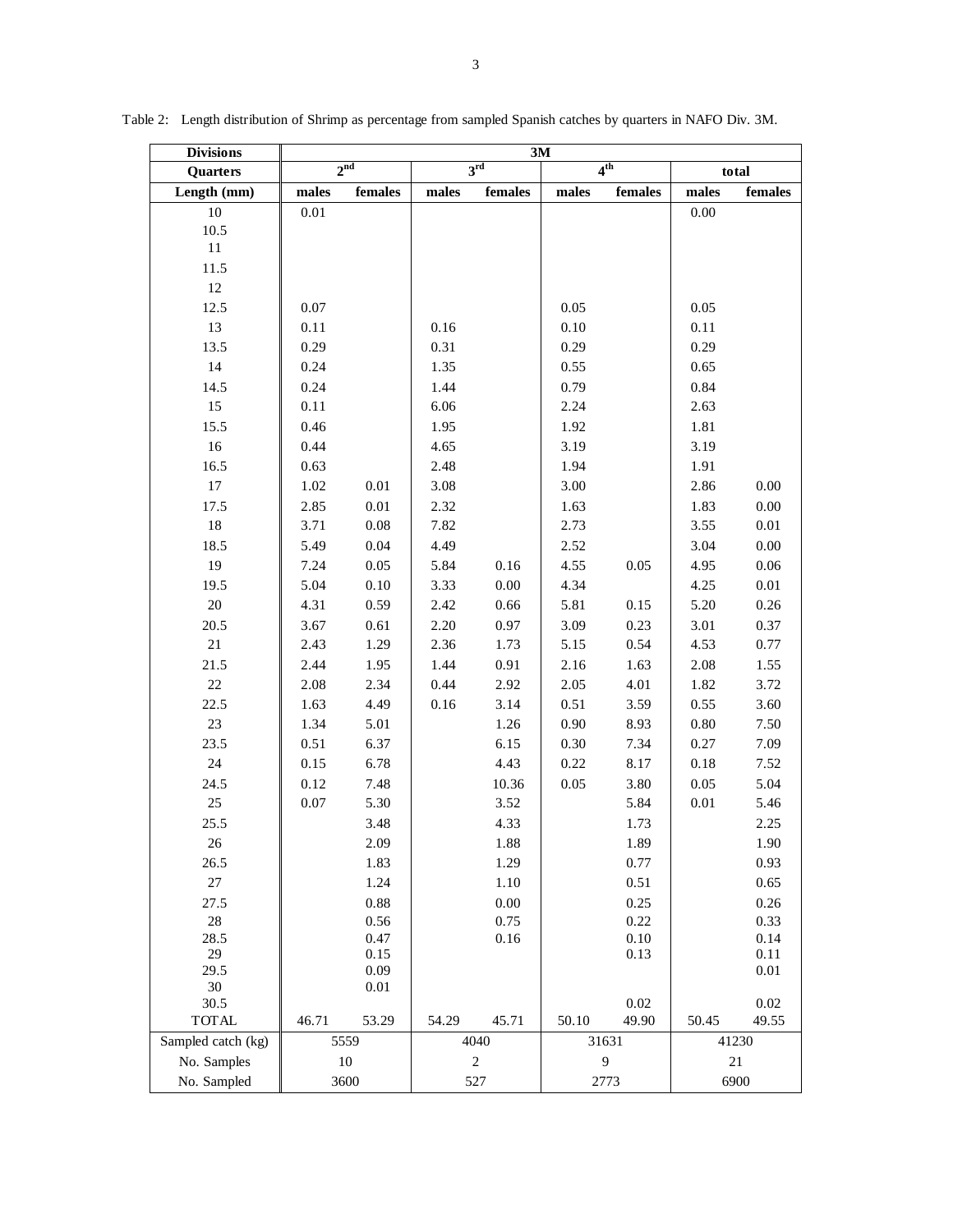Table 2: Length distribution of Shrimp as percentage from sampled Spanish catches by quarters in NAFO Div. 3M.

| Divisions | 3M | | | | | | | |
|---|---|---|---|---|---|---|---|---|
| Quarters | 2nd | | 3rd | | 4th | | total | |
| Length (mm) | males | females | males | females | males | females | males | females |
| 10 | 0.01 | | | | | | 0.00 | |
| 10.5 | | | | | | | | |
| 11 | | | | | | | | |
| 11.5 | | | | | | | | |
| 12 | | | | | | | | |
| 12.5 | 0.07 | | | | 0.05 | | 0.05 | |
| 13 | 0.11 | | 0.16 | | 0.10 | | 0.11 | |
| 13.5 | 0.29 | | 0.31 | | 0.29 | | 0.29 | |
| 14 | 0.24 | | 1.35 | | 0.55 | | 0.65 | |
| 14.5 | 0.24 | | 1.44 | | 0.79 | | 0.84 | |
| 15 | 0.11 | | 6.06 | | 2.24 | | 2.63 | |
| 15.5 | 0.46 | | 1.95 | | 1.92 | | 1.81 | |
| 16 | 0.44 | | 4.65 | | 3.19 | | 3.19 | |
| 16.5 | 0.63 | | 2.48 | | 1.94 | | 1.91 | |
| 17 | 1.02 | 0.01 | 3.08 | | 3.00 | | 2.86 | 0.00 |
| 17.5 | 2.85 | 0.01 | 2.32 | | 1.63 | | 1.83 | 0.00 |
| 18 | 3.71 | 0.08 | 7.82 | | 2.73 | | 3.55 | 0.01 |
| 18.5 | 5.49 | 0.04 | 4.49 | | 2.52 | | 3.04 | 0.00 |
| 19 | 7.24 | 0.05 | 5.84 | 0.16 | 4.55 | 0.05 | 4.95 | 0.06 |
| 19.5 | 5.04 | 0.10 | 3.33 | 0.00 | 4.34 | | 4.25 | 0.01 |
| 20 | 4.31 | 0.59 | 2.42 | 0.66 | 5.81 | 0.15 | 5.20 | 0.26 |
| 20.5 | 3.67 | 0.61 | 2.20 | 0.97 | 3.09 | 0.23 | 3.01 | 0.37 |
| 21 | 2.43 | 1.29 | 2.36 | 1.73 | 5.15 | 0.54 | 4.53 | 0.77 |
| 21.5 | 2.44 | 1.95 | 1.44 | 0.91 | 2.16 | 1.63 | 2.08 | 1.55 |
| 22 | 2.08 | 2.34 | 0.44 | 2.92 | 2.05 | 4.01 | 1.82 | 3.72 |
| 22.5 | 1.63 | 4.49 | 0.16 | 3.14 | 0.51 | 3.59 | 0.55 | 3.60 |
| 23 | 1.34 | 5.01 | | 1.26 | 0.90 | 8.93 | 0.80 | 7.50 |
| 23.5 | 0.51 | 6.37 | | 6.15 | 0.30 | 7.34 | 0.27 | 7.09 |
| 24 | 0.15 | 6.78 | | 4.43 | 0.22 | 8.17 | 0.18 | 7.52 |
| 24.5 | 0.12 | 7.48 | | 10.36 | 0.05 | 3.80 | 0.05 | 5.04 |
| 25 | 0.07 | 5.30 | | 3.52 | | 5.84 | 0.01 | 5.46 |
| 25.5 | | 3.48 | | 4.33 | | 1.73 | | 2.25 |
| 26 | | 2.09 | | 1.88 | | 1.89 | | 1.90 |
| 26.5 | | 1.83 | | 1.29 | | 0.77 | | 0.93 |
| 27 | | 1.24 | | 1.10 | | 0.51 | | 0.65 |
| 27.5 | | 0.88 | | 0.00 | | 0.25 | | 0.26 |
| 28 | | 0.56 | | 0.75 | | 0.22 | | 0.33 |
| 28.5 | | 0.47 | | 0.16 | | 0.10 | | 0.14 |
| 29 | | 0.15 | | | | 0.13 | | 0.11 |
| 29.5 | | 0.09 | | | | | | 0.01 |
| 30 | | 0.01 | | | | | | |
| 30.5 | | | | | | 0.02 | | 0.02 |
| TOTAL | 46.71 | 53.29 | 54.29 | 45.71 | 50.10 | 49.90 | 50.45 | 49.55 |
| Sampled catch (kg) | 5559 | | 4040 | | 31631 | | 41230 | |
| No. Samples | 10 | | 2 | | 9 | | 21 | |
| No. Sampled | 3600 | | 527 | | 2773 | | 6900 | |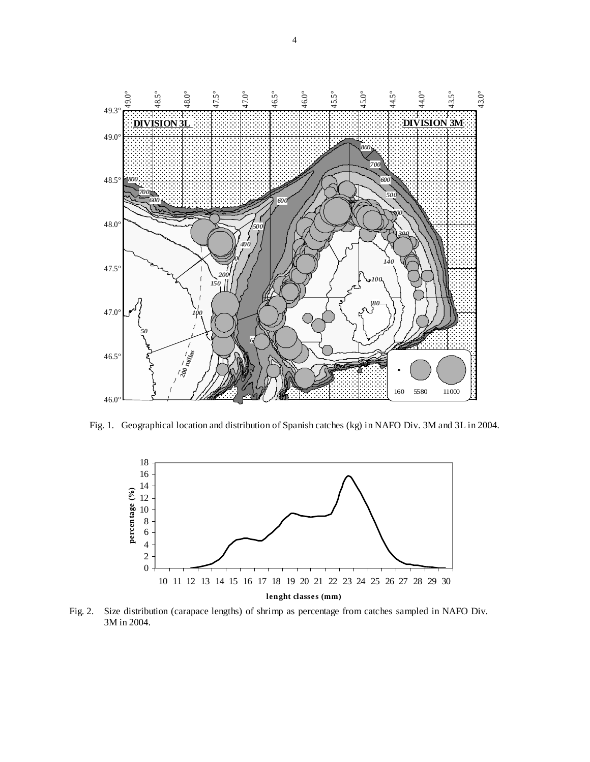49.0° 48.5° 48.0° 47.5° 47.0° 46.5° 46.0° 45.5° 45.0° 44.5° 44.0° 43.5° 43.0°

49.3° 49.0° 48.5° 48.0° 47.5° 47.0° 46.5° 46.0°

DIVISION 3L

DIVISION 3M

800 700 600 500 400 300 200 150 140 100 80 50

200 millas

160 5580 11000

Fig. 1. Geographical location and distribution of Spanish catches (kg) in NAFO Div. 3M and 3L in 2004.

percentage (%)

0 2 4 6 8 10 12 14 16 18

10 11 12 13 14 15 16 17 18 19 20 21 22 23 24 25 26 27 28 29 30

lenght classes (mm)

Fig. 2. Size distribution (carapace lengths) of shrimp as percentage from catches sampled in NAFO Div. 3M in 2004.